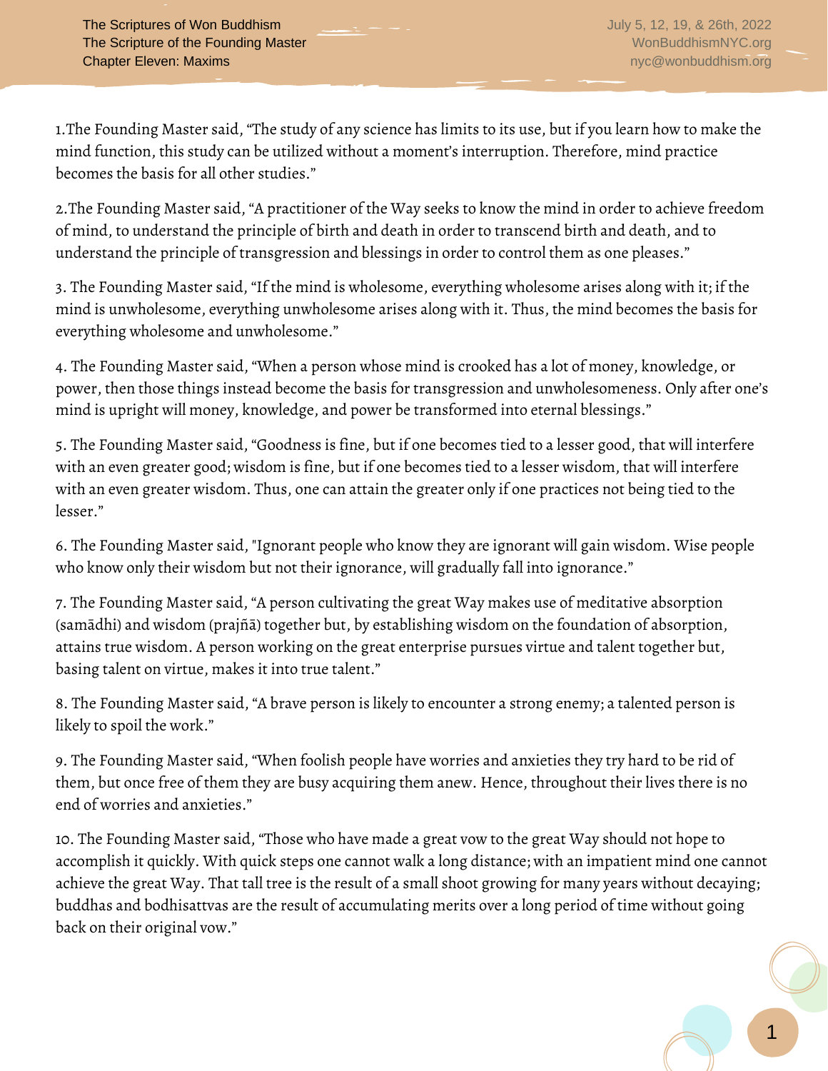1.The Founding Master said, "The study of any science has limits to its use, but if you learn how to make the mind function, this study can be utilized without a moment's interruption. Therefore, mind practice becomes the basis for all other studies."

2.The Founding Master said, "A practitioner of the Way seeks to know the mind in order to achieve freedom of mind, to understand the principle of birth and death in order to transcend birth and death, and to understand the principle of transgression and blessings in order to control them as one pleases."

3. The Founding Master said, "If the mind is wholesome, everything wholesome arises along with it; if the mind is unwholesome, everything unwholesome arises along with it. Thus, the mind becomes the basis for everything wholesome and unwholesome."

4. The Founding Master said, "When a person whose mind is crooked has a lot of money, knowledge, or power, then those things instead become the basis for transgression and unwholesomeness. Only after one's mind is upright will money, knowledge, and power be transformed into eternal blessings."

5. The Founding Master said, "Goodness is fine, but if one becomes tied to a lesser good, that will interfere with an even greater good; wisdom is fine, but if one becomes tied to a lesser wisdom, that will interfere with an even greater wisdom. Thus, one can attain the greater only if one practices not being tied to the lesser."

6. The Founding Master said, "Ignorant people who know they are ignorant will gain wisdom. Wise people who know only their wisdom but not their ignorance, will gradually fall into ignorance."

7. The Founding Master said, "A person cultivating the great Way makes use of meditative absorption (samādhi) and wisdom (prajñā) together but, by establishing wisdom on the foundation of absorption, attains true wisdom. A person working on the great enterprise pursues virtue and talent together but, basing talent on virtue, makes it into true talent."

8. The Founding Master said, "A brave person is likely to encounter a strong enemy; a talented person is likely to spoil the work."

9. The Founding Master said, "When foolish people have worries and anxieties they try hard to be rid of them, but once free of them they are busy acquiring them anew. Hence, throughout their lives there is no end of worries and anxieties."

10. The Founding Master said, "Those who have made a great vow to the great Way should not hope to accomplish it quickly. With quick steps one cannot walk a long distance; with an impatient mind one cannot achieve the great Way. That tall tree is the result of a small shoot growing for many years without decaying; buddhas and bodhisattvas are the result of accumulating merits over a long period of time without going back on their original vow."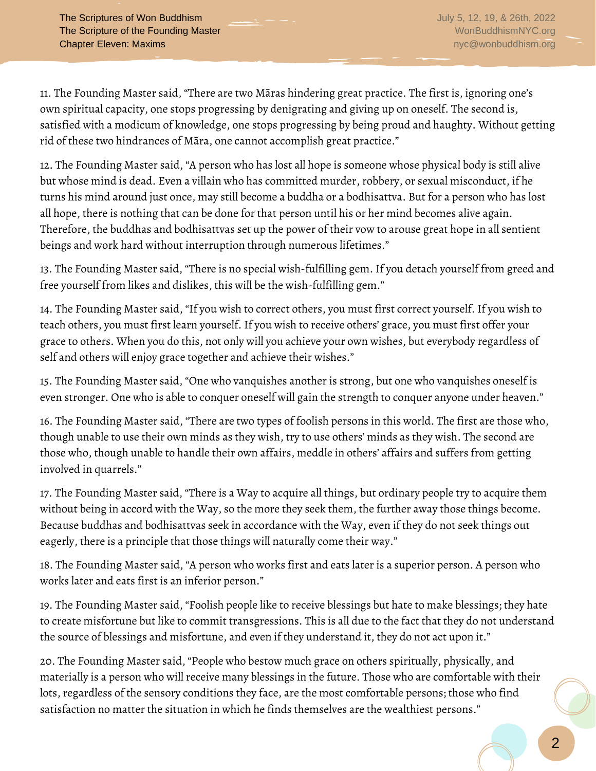11. The Founding Master said, "There are two Māras hindering great practice. The first is, ignoring one's own spiritual capacity, one stops progressing by denigrating and giving up on oneself. The second is, satisfied with a modicum of knowledge, one stops progressing by being proud and haughty. Without getting rid of these two hindrances of Māra, one cannot accomplish great practice."

12. The Founding Master said, "A person who has lost all hope is someone whose physical body is still alive but whose mind is dead. Even a villain who has committed murder, robbery, or sexual misconduct, if he turns his mind around just once, may still become a buddha or a bodhisattva. But for a person who has lost all hope, there is nothing that can be done for that person until his or her mind becomes alive again. Therefore, the buddhas and bodhisattvas set up the power of their vow to arouse great hope in all sentient beings and work hard without interruption through numerous lifetimes."

13. The Founding Master said, "There is no special wish-fulfilling gem. If you detach yourself from greed and free yourself from likes and dislikes, this will be the wish-fulfilling gem."

14. The Founding Master said, "If you wish to correct others, you must first correct yourself. If you wish to teach others, you must first learn yourself. If you wish to receive others' grace, you must first offer your grace to others. When you do this, not only will you achieve your own wishes, but everybody regardless of self and others will enjoy grace together and achieve their wishes."

15. The Founding Master said, "One who vanquishes another is strong, but one who vanquishes oneself is even stronger. One who is able to conquer oneself will gain the strength to conquer anyone under heaven."

16. The Founding Master said, "There are two types of foolish persons in this world. The first are those who, though unable to use their own minds as they wish, try to use others' minds as they wish. The second are those who, though unable to handle their own affairs, meddle in others' affairs and suffers from getting involved in quarrels."

17. The Founding Master said, "There is a Way to acquire all things, but ordinary people try to acquire them without being in accord with the Way, so the more they seek them, the further away those things become. Because buddhas and bodhisattvas seek in accordance with the Way, even if they do not seek things out eagerly, there is a principle that those things will naturally come their way."

18. The Founding Master said, "A person who works first and eats later is a superior person. A person who works later and eats first is an inferior person."

19. The Founding Master said, "Foolish people like to receive blessings but hate to make blessings; they hate to create misfortune but like to commit transgressions. This is all due to the fact that they do not understand the source of blessings and misfortune, and even if they understand it, they do not act upon it."

20. The Founding Master said, "People who bestow much grace on others spiritually, physically, and materially is a person who will receive many blessings in the future. Those who are comfortable with their lots, regardless of the sensory conditions they face, are the most comfortable persons; those who find satisfaction no matter the situation in which he finds themselves are the wealthiest persons."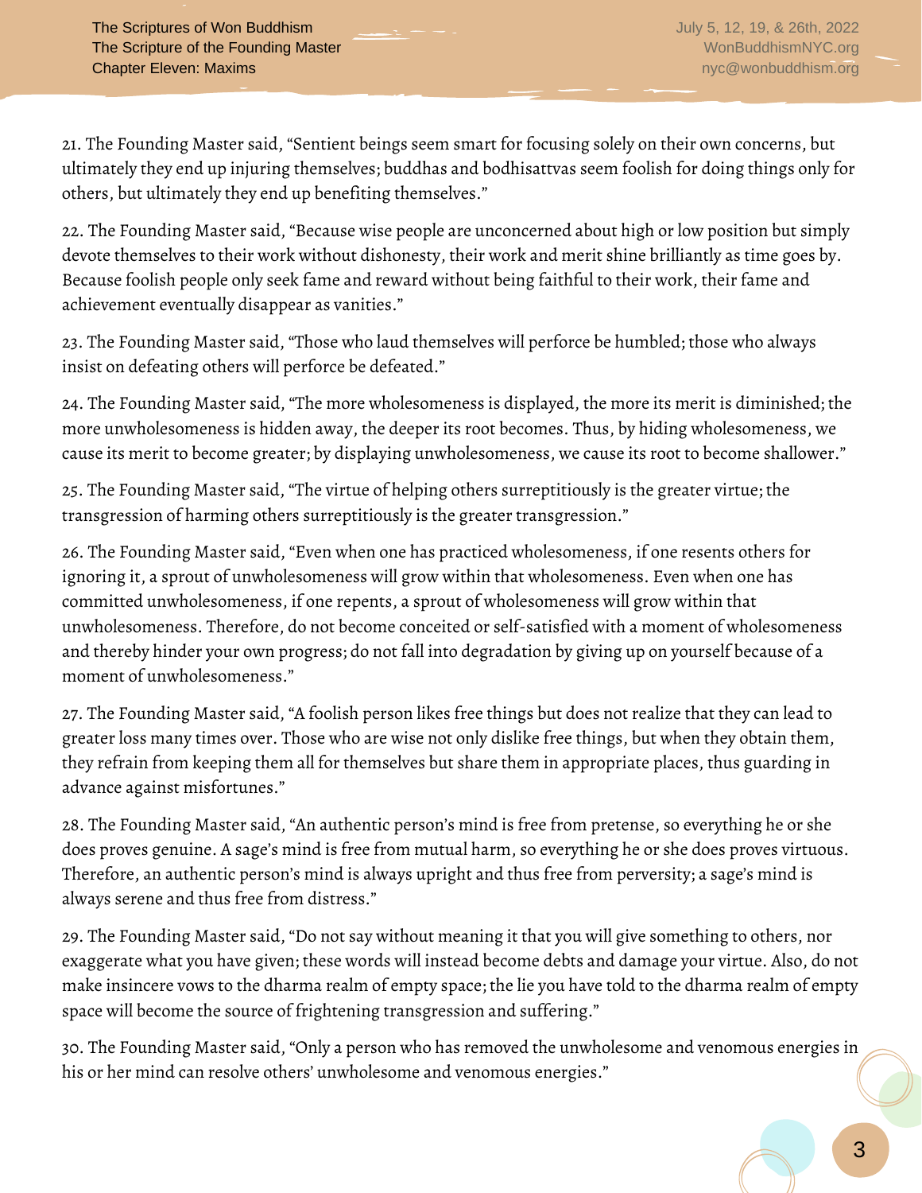21. The Founding Master said, "Sentient beings seem smart for focusing solely on their own concerns, but ultimately they end up injuring themselves; buddhas and bodhisattvas seem foolish for doing things only for others, but ultimately they end up benefiting themselves."

22. The Founding Master said, "Because wise people are unconcerned about high or low position but simply devote themselves to their work without dishonesty, their work and merit shine brilliantly as time goes by. Because foolish people only seek fame and reward without being faithful to their work, their fame and achievement eventually disappear as vanities."

23. The Founding Master said, "Those who laud themselves will perforce be humbled; those who always insist on defeating others will perforce be defeated."

24. The Founding Master said, "The more wholesomeness is displayed, the more its merit is diminished; the more unwholesomeness is hidden away, the deeper its root becomes. Thus, by hiding wholesomeness, we cause its merit to become greater; by displaying unwholesomeness, we cause its root to become shallower."

25. The Founding Master said, "The virtue of helping others surreptitiously is the greater virtue; the transgression of harming others surreptitiously is the greater transgression."

26. The Founding Master said, "Even when one has practiced wholesomeness, if one resents others for ignoring it, a sprout of unwholesomeness will grow within that wholesomeness. Even when one has committed unwholesomeness, if one repents, a sprout of wholesomeness will grow within that unwholesomeness. Therefore, do not become conceited or self-satisfied with a moment of wholesomeness and thereby hinder your own progress; do not fall into degradation by giving up on yourself because of a moment of unwholesomeness."

27. The Founding Master said, "A foolish person likes free things but does not realize that they can lead to greater loss many times over. Those who are wise not only dislike free things, but when they obtain them, they refrain from keeping them all for themselves but share them in appropriate places, thus guarding in advance against misfortunes."

28. The Founding Master said, "An authentic person's mind is free from pretense, so everything he or she does proves genuine. A sage's mind is free from mutual harm, so everything he or she does proves virtuous. Therefore, an authentic person's mind is always upright and thus free from perversity; a sage's mind is always serene and thus free from distress."

29. The Founding Master said, "Do not say without meaning it that you will give something to others, nor exaggerate what you have given; these words will instead become debts and damage your virtue. Also, do not make insincere vows to the dharma realm of empty space; the lie you have told to the dharma realm of empty space will become the source of frightening transgression and suffering."

30. The Founding Master said, "Only a person who has removed the unwholesome and venomous energies in his or her mind can resolve others' unwholesome and venomous energies."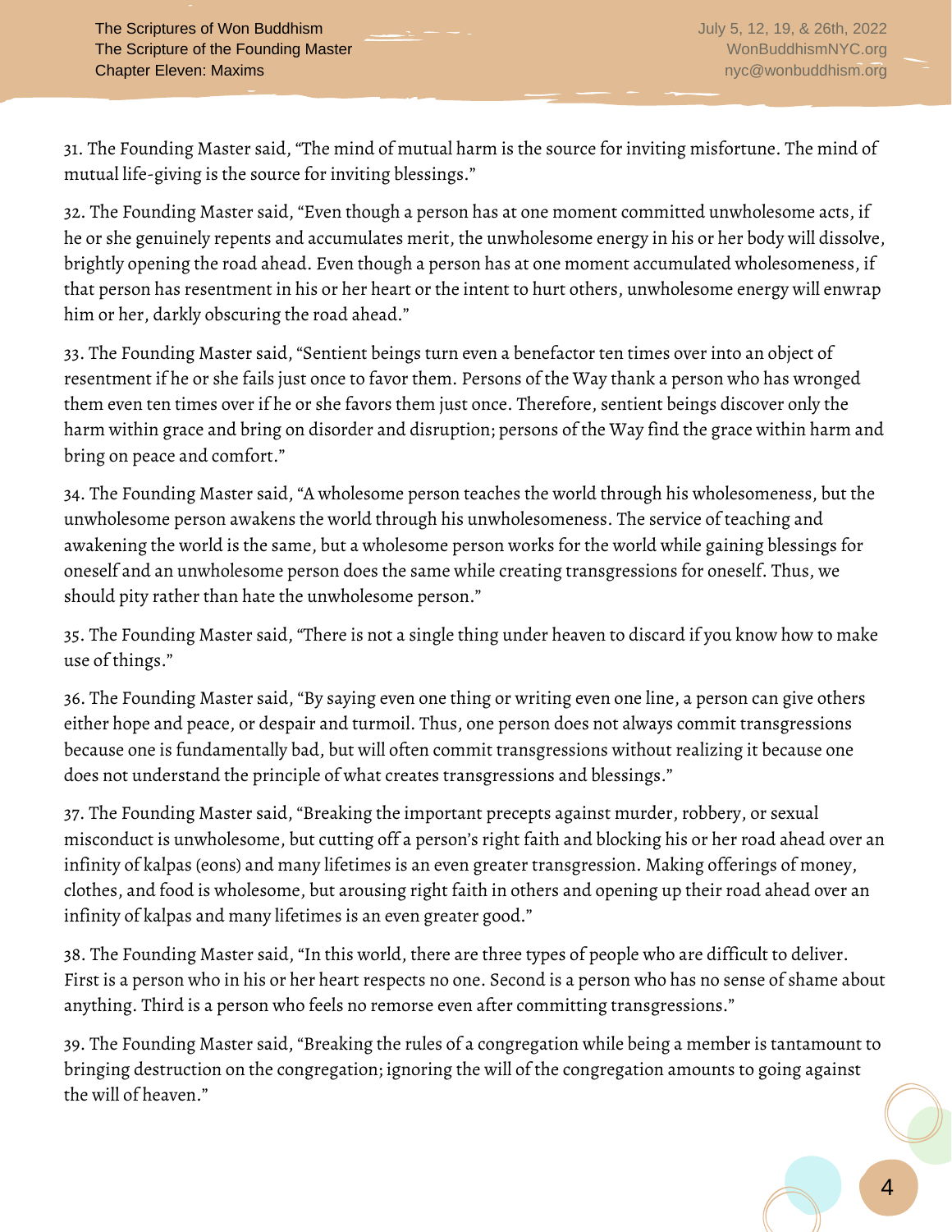31. The Founding Master said, "The mind of mutual harm is the source for inviting misfortune. The mind of mutual life-giving is the source for inviting blessings."

32. The Founding Master said, "Even though a person has at one moment committed unwholesome acts, if he or she genuinely repents and accumulates merit, the unwholesome energy in his or her body will dissolve, brightly opening the road ahead. Even though a person has at one moment accumulated wholesomeness, if that person has resentment in his or her heart or the intent to hurt others, unwholesome energy will enwrap him or her, darkly obscuring the road ahead."

33. The Founding Master said, "Sentient beings turn even a benefactor ten times over into an object of resentment if he or she fails just once to favor them. Persons of the Way thank a person who has wronged them even ten times over if he or she favors them just once. Therefore, sentient beings discover only the harm within grace and bring on disorder and disruption; persons of the Way find the grace within harm and bring on peace and comfort."

34. The Founding Master said, "A wholesome person teaches the world through his wholesomeness, but the unwholesome person awakens the world through his unwholesomeness. The service of teaching and awakening the world is the same, but a wholesome person works for the world while gaining blessings for oneself and an unwholesome person does the same while creating transgressions for oneself. Thus, we should pity rather than hate the unwholesome person."

35. The Founding Master said, "There is not a single thing under heaven to discard if you know how to make use of things."

36. The Founding Master said, "By saying even one thing or writing even one line, a person can give others either hope and peace, or despair and turmoil. Thus, one person does not always commit transgressions because one is fundamentally bad, but will often commit transgressions without realizing it because one does not understand the principle of what creates transgressions and blessings."

37. The Founding Master said, "Breaking the important precepts against murder, robbery, or sexual misconduct is unwholesome, but cutting off a person's right faith and blocking his or her road ahead over an infinity of kalpas (eons) and many lifetimes is an even greater transgression. Making offerings of money, clothes, and food is wholesome, but arousing right faith in others and opening up their road ahead over an infinity of kalpas and many lifetimes is an even greater good."

38. The Founding Master said, "In this world, there are three types of people who are difficult to deliver. First is a person who in his or her heart respects no one. Second is a person who has no sense of shame about anything. Third is a person who feels no remorse even after committing transgressions."

39. The Founding Master said, "Breaking the rules of a congregation while being a member is tantamount to bringing destruction on the congregation; ignoring the will of the congregation amounts to going against the will of heaven."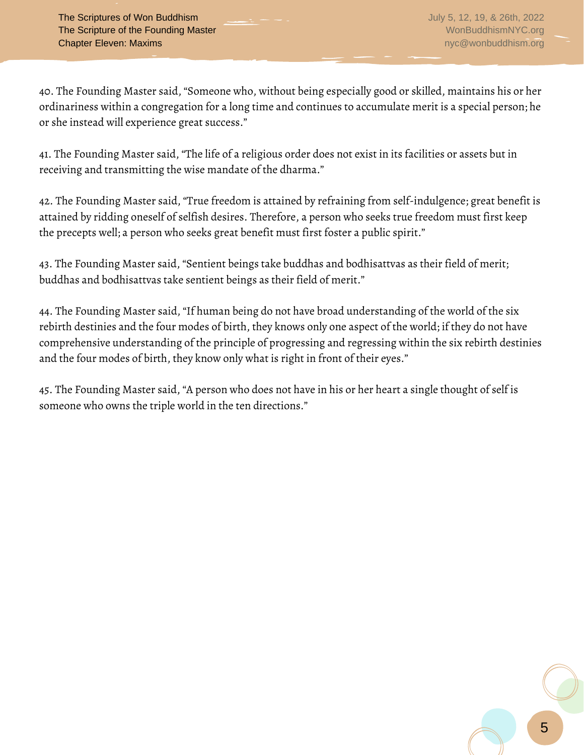40. The Founding Master said, "Someone who, without being especially good or skilled, maintains his or her ordinariness within a congregation for a long time and continues to accumulate merit is a special person; he or she instead will experience great success."

41. The Founding Master said, "The life of a religious order does not exist in its facilities or assets but in receiving and transmitting the wise mandate of the dharma."

42. The Founding Master said, "True freedom is attained by refraining from self-indulgence; great benefit is attained by ridding oneself of selfish desires. Therefore, a person who seeks true freedom must first keep the precepts well; a person who seeks great benefit must first foster a public spirit."

43. The Founding Master said, "Sentient beings take buddhas and bodhisattvas as their field of merit; buddhas and bodhisattvas take sentient beings as their field of merit."

44. The Founding Master said, "If human being do not have broad understanding of the world of the six rebirth destinies and the four modes of birth, they knows only one aspect of the world; if they do not have comprehensive understanding of the principle of progressing and regressing within the six rebirth destinies and the four modes of birth, they know only what is right in front of their eyes."

45. The Founding Master said, "A person who does not have in his or her heart a single thought of self is someone who owns the triple world in the ten directions."